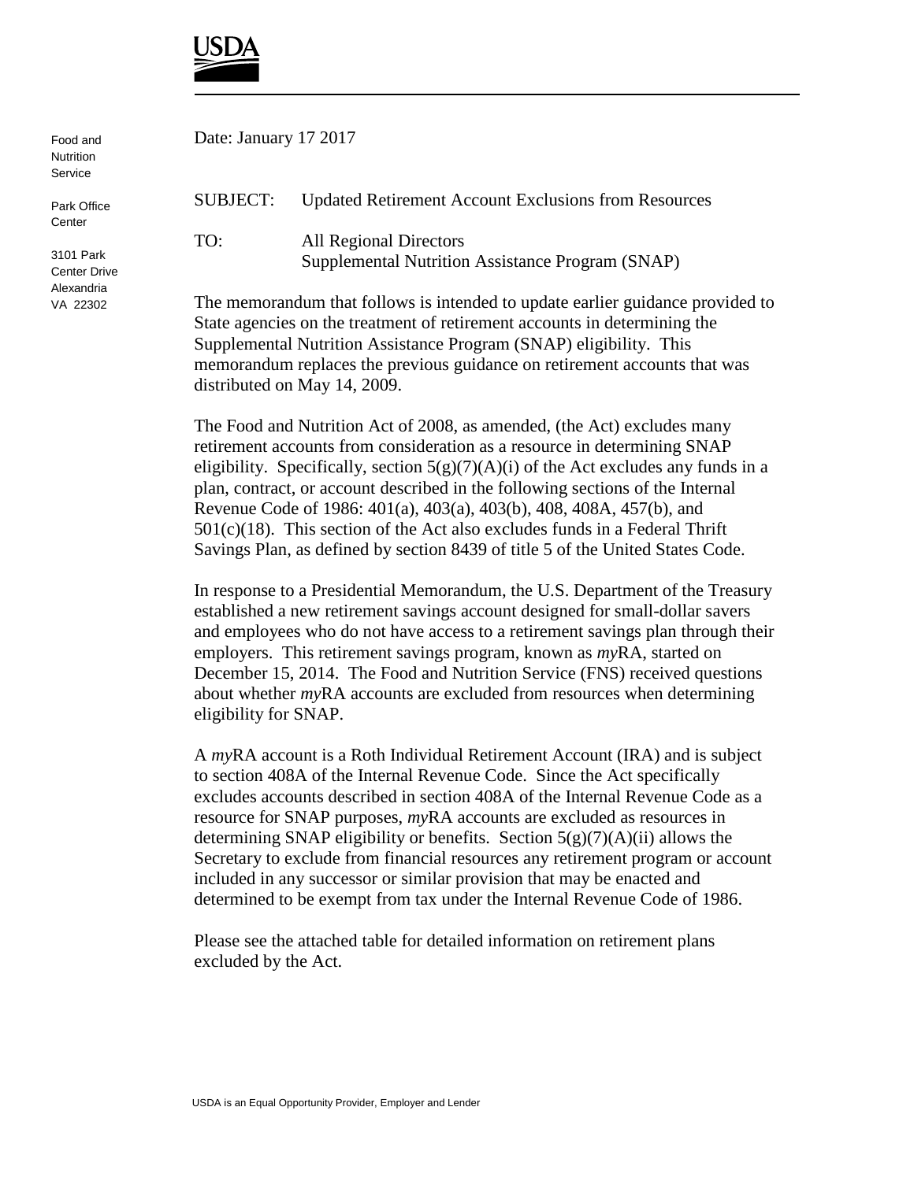USDA

Food and Nutrition Service

Park Office Center

3101 Park Center Drive
Alexandria
VA 22302

Date: January 17 2017

SUBJECT: Updated Retirement Account Exclusions from Resources

TO: All Regional Directors
Supplemental Nutrition Assistance Program (SNAP)

The memorandum that follows is intended to update earlier guidance provided to State agencies on the treatment of retirement accounts in determining the Supplemental Nutrition Assistance Program (SNAP) eligibility. This memorandum replaces the previous guidance on retirement accounts that was distributed on May 14, 2009.

The Food and Nutrition Act of 2008, as amended, (the Act) excludes many retirement accounts from consideration as a resource in determining SNAP eligibility. Specifically, section 5(g)(7)(A)(i) of the Act excludes any funds in a plan, contract, or account described in the following sections of the Internal Revenue Code of 1986: 401(a), 403(a), 403(b), 408, 408A, 457(b), and 501(c)(18). This section of the Act also excludes funds in a Federal Thrift Savings Plan, as defined by section 8439 of title 5 of the United States Code.

In response to a Presidential Memorandum, the U.S. Department of the Treasury established a new retirement savings account designed for small-dollar savers and employees who do not have access to a retirement savings plan through their employers. This retirement savings program, known as *my*RA, started on December 15, 2014. The Food and Nutrition Service (FNS) received questions about whether *my*RA accounts are excluded from resources when determining eligibility for SNAP.

A *my*RA account is a Roth Individual Retirement Account (IRA) and is subject to section 408A of the Internal Revenue Code. Since the Act specifically excludes accounts described in section 408A of the Internal Revenue Code as a resource for SNAP purposes, *my*RA accounts are excluded as resources in determining SNAP eligibility or benefits. Section 5(g)(7)(A)(ii) allows the Secretary to exclude from financial resources any retirement program or account included in any successor or similar provision that may be enacted and determined to be exempt from tax under the Internal Revenue Code of 1986.

Please see the attached table for detailed information on retirement plans excluded by the Act.

USDA is an Equal Opportunity Provider, Employer and Lender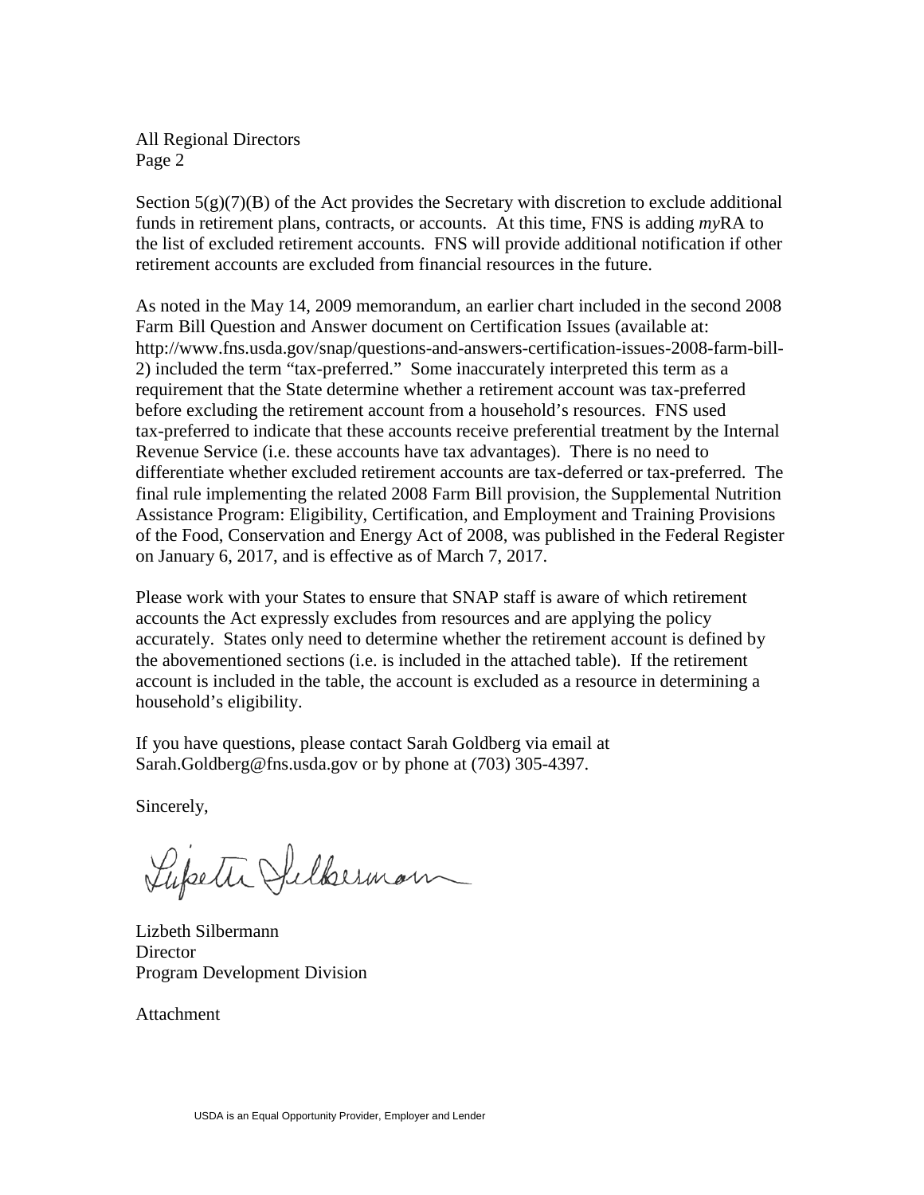All Regional Directors
Page 2

Section 5(g)(7)(B) of the Act provides the Secretary with discretion to exclude additional funds in retirement plans, contracts, or accounts. At this time, FNS is adding *my*RA to the list of excluded retirement accounts. FNS will provide additional notification if other retirement accounts are excluded from financial resources in the future.

As noted in the May 14, 2009 memorandum, an earlier chart included in the second 2008 Farm Bill Question and Answer document on Certification Issues (available at: http://www.fns.usda.gov/snap/questions-and-answers-certification-issues-2008-farm-bill-2) included the term "tax-preferred." Some inaccurately interpreted this term as a requirement that the State determine whether a retirement account was tax-preferred before excluding the retirement account from a household's resources. FNS used tax-preferred to indicate that these accounts receive preferential treatment by the Internal Revenue Service (i.e. these accounts have tax advantages). There is no need to differentiate whether excluded retirement accounts are tax-deferred or tax-preferred. The final rule implementing the related 2008 Farm Bill provision, the Supplemental Nutrition Assistance Program: Eligibility, Certification, and Employment and Training Provisions of the Food, Conservation and Energy Act of 2008, was published in the Federal Register on January 6, 2017, and is effective as of March 7, 2017.

Please work with your States to ensure that SNAP staff is aware of which retirement accounts the Act expressly excludes from resources and are applying the policy accurately. States only need to determine whether the retirement account is defined by the abovementioned sections (i.e. is included in the attached table). If the retirement account is included in the table, the account is excluded as a resource in determining a household's eligibility.

If you have questions, please contact Sarah Goldberg via email at Sarah.Goldberg@fns.usda.gov or by phone at (703) 305-4397.

Sincerely,

Lizbeth Silbermann
Director
Program Development Division

Attachment

USDA is an Equal Opportunity Provider, Employer and Lender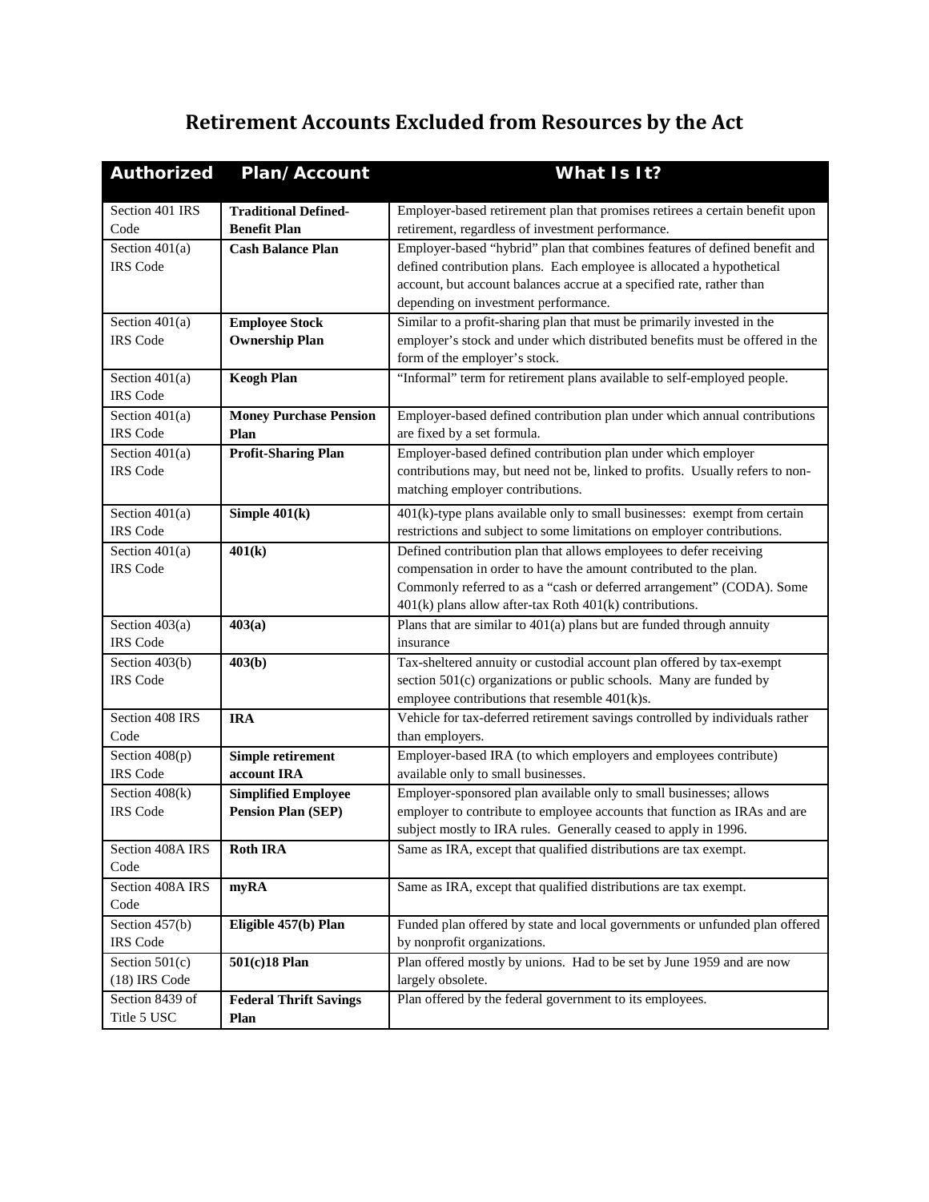# Retirement Accounts Excluded from Resources by the Act

| Authorized | Plan/Account | What Is It? |
|---|---|---|
| Section 401 IRS Code | **Traditional Defined-Benefit Plan** | Employer-based retirement plan that promises retirees a certain benefit upon retirement, regardless of investment performance. |
| Section 401(a) IRS Code | **Cash Balance Plan** | Employer-based "hybrid" plan that combines features of defined benefit and defined contribution plans. Each employee is allocated a hypothetical account, but account balances accrue at a specified rate, rather than depending on investment performance. |
| Section 401(a) IRS Code | **Employee Stock Ownership Plan** | Similar to a profit-sharing plan that must be primarily invested in the employer's stock and under which distributed benefits must be offered in the form of the employer's stock. |
| Section 401(a) IRS Code | **Keogh Plan** | "Informal" term for retirement plans available to self-employed people. |
| Section 401(a) IRS Code | **Money Purchase Pension Plan** | Employer-based defined contribution plan under which annual contributions are fixed by a set formula. |
| Section 401(a) IRS Code | **Profit-Sharing Plan** | Employer-based defined contribution plan under which employer contributions may, but need not be, linked to profits. Usually refers to non-matching employer contributions. |
| Section 401(a) IRS Code | **Simple 401(k)** | 401(k)-type plans available only to small businesses: exempt from certain restrictions and subject to some limitations on employer contributions. |
| Section 401(a) IRS Code | **401(k)** | Defined contribution plan that allows employees to defer receiving compensation in order to have the amount contributed to the plan. Commonly referred to as a "cash or deferred arrangement" (CODA). Some 401(k) plans allow after-tax Roth 401(k) contributions. |
| Section 403(a) IRS Code | **403(a)** | Plans that are similar to 401(a) plans but are funded through annuity insurance |
| Section 403(b) IRS Code | **403(b)** | Tax-sheltered annuity or custodial account plan offered by tax-exempt section 501(c) organizations or public schools. Many are funded by employee contributions that resemble 401(k)s. |
| Section 408 IRS Code | **IRA** | Vehicle for tax-deferred retirement savings controlled by individuals rather than employers. |
| Section 408(p) IRS Code | **Simple retirement account IRA** | Employer-based IRA (to which employers and employees contribute) available only to small businesses. |
| Section 408(k) IRS Code | **Simplified Employee Pension Plan (SEP)** | Employer-sponsored plan available only to small businesses; allows employer to contribute to employee accounts that function as IRAs and are subject mostly to IRA rules. Generally ceased to apply in 1996. |
| Section 408A IRS Code | **Roth IRA** | Same as IRA, except that qualified distributions are tax exempt. |
| Section 408A IRS Code | **myRA** | Same as IRA, except that qualified distributions are tax exempt. |
| Section 457(b) IRS Code | **Eligible 457(b) Plan** | Funded plan offered by state and local governments or unfunded plan offered by nonprofit organizations. |
| Section 501(c)(18) IRS Code | **501(c)18 Plan** | Plan offered mostly by unions. Had to be set by June 1959 and are now largely obsolete. |
| Section 8439 of Title 5 USC | **Federal Thrift Savings Plan** | Plan offered by the federal government to its employees. |